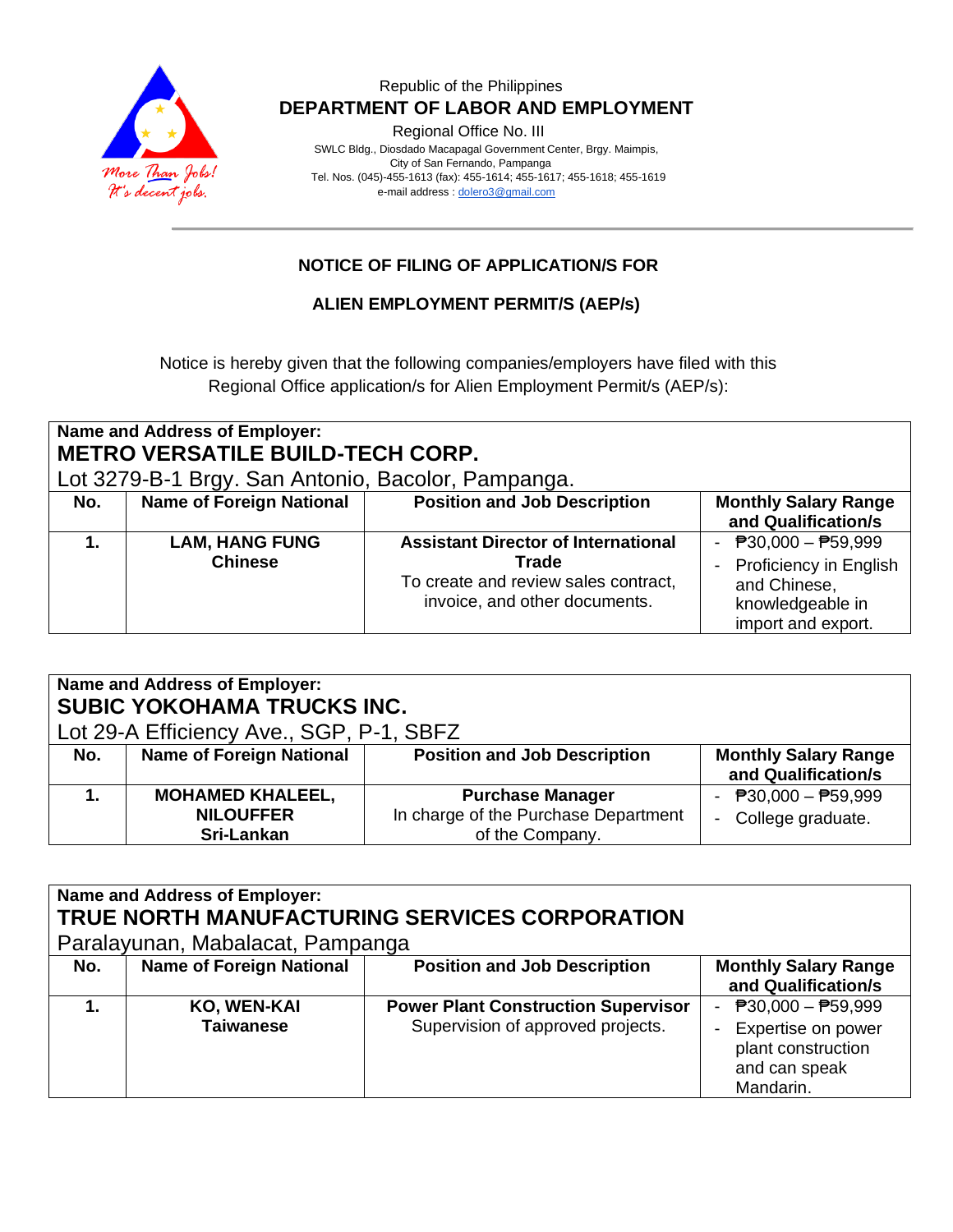Republic of the Philippines
**DEPARTMENT OF LABOR AND EMPLOYMENT**
Regional Office No. III
SWLC Bldg., Diosdado Macapagal Government Center, Brgy. Maimpis,
City of San Fernando, Pampanga
Tel. Nos. (045)-455-1613 (fax): 455-1614; 455-1617; 455-1618; 455-1619
e-mail address : dolero3@gmail.com

## NOTICE OF FILING OF APPLICATION/S FOR

## ALIEN EMPLOYMENT PERMIT/S (AEP/s)

Notice is hereby given that the following companies/employers have filed with this Regional Office application/s for Alien Employment Permit/s (AEP/s):

**Name and Address of Employer:**
**METRO VERSATILE BUILD-TECH CORP.**
Lot 3279-B-1 Brgy. San Antonio, Bacolor, Pampanga.

| No. | Name of Foreign National | Position and Job Description | Monthly Salary Range and Qualification/s |
|---|---|---|---|
| **1.** | **LAM, HANG FUNG** **Chinese** | **Assistant Director of International Trade** To create and review sales contract, invoice, and other documents. | - ₱30,000 – ₱59,999 - Proficiency in English and Chinese, knowledgeable in import and export. |

**Name and Address of Employer:**
**SUBIC YOKOHAMA TRUCKS INC.**
Lot 29-A Efficiency Ave., SGP, P-1, SBFZ

| No. | Name of Foreign National | Position and Job Description | Monthly Salary Range and Qualification/s |
|---|---|---|---|
| **1.** | **MOHAMED KHALEEL, NILOUFFER** **Sri-Lankan** | **Purchase Manager** In charge of the Purchase Department of the Company. | - ₱30,000 – ₱59,999 - College graduate. |

**Name and Address of Employer:**
**TRUE NORTH MANUFACTURING SERVICES CORPORATION**
Paralayunan, Mabalacat, Pampanga

| No. | Name of Foreign National | Position and Job Description | Monthly Salary Range and Qualification/s |
|---|---|---|---|
| **1.** | **KO, WEN-KAI** **Taiwanese** | **Power Plant Construction Supervisor** Supervision of approved projects. | - ₱30,000 – ₱59,999 - Expertise on power plant construction and can speak Mandarin. |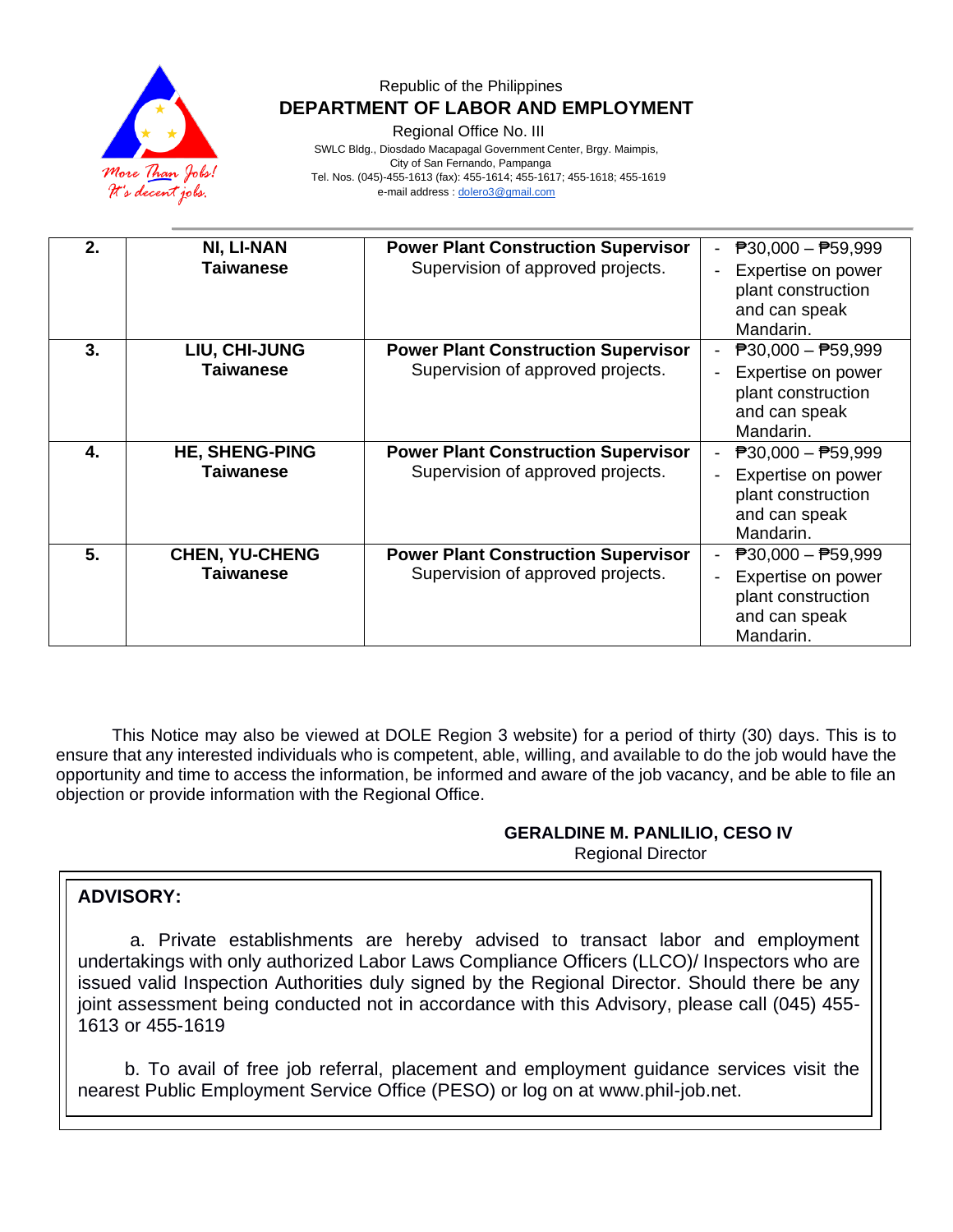Republic of the Philippines
**DEPARTMENT OF LABOR AND EMPLOYMENT**
Regional Office No. III
SWLC Bldg., Diosdado Macapagal Government Center, Brgy. Maimpis,
City of San Fernando, Pampanga
Tel. Nos. (045)-455-1613 (fax): 455-1614; 455-1617; 455-1618; 455-1619
e-mail address : dolero3@gmail.com

| | | | |
|---|---|---|---|
| **2.** | **NI, LI-NAN**<br>**Taiwanese** | **Power Plant Construction Supervisor**<br>Supervision of approved projects. | - ₱30,000 – ₱59,999<br>- Expertise on power plant construction and can speak Mandarin. |
| **3.** | **LIU, CHI-JUNG**<br>**Taiwanese** | **Power Plant Construction Supervisor**<br>Supervision of approved projects. | - ₱30,000 – ₱59,999<br>- Expertise on power plant construction and can speak Mandarin. |
| **4.** | **HE, SHENG-PING**<br>**Taiwanese** | **Power Plant Construction Supervisor**<br>Supervision of approved projects. | - ₱30,000 – ₱59,999<br>- Expertise on power plant construction and can speak Mandarin. |
| **5.** | **CHEN, YU-CHENG**<br>**Taiwanese** | **Power Plant Construction Supervisor**<br>Supervision of approved projects. | - ₱30,000 – ₱59,999<br>- Expertise on power plant construction and can speak Mandarin. |

This Notice may also be viewed at DOLE Region 3 website) for a period of thirty (30) days. This is to ensure that any interested individuals who is competent, able, willing, and available to do the job would have the opportunity and time to access the information, be informed and aware of the job vacancy, and be able to file an objection or provide information with the Regional Office.

**GERALDINE M. PANLILIO, CESO IV**
Regional Director

**ADVISORY:**

a. Private establishments are hereby advised to transact labor and employment undertakings with only authorized Labor Laws Compliance Officers (LLCO)/ Inspectors who are issued valid Inspection Authorities duly signed by the Regional Director. Should there be any joint assessment being conducted not in accordance with this Advisory, please call (045) 455-1613 or 455-1619

b. To avail of free job referral, placement and employment guidance services visit the nearest Public Employment Service Office (PESO) or log on at www.phil-job.net.